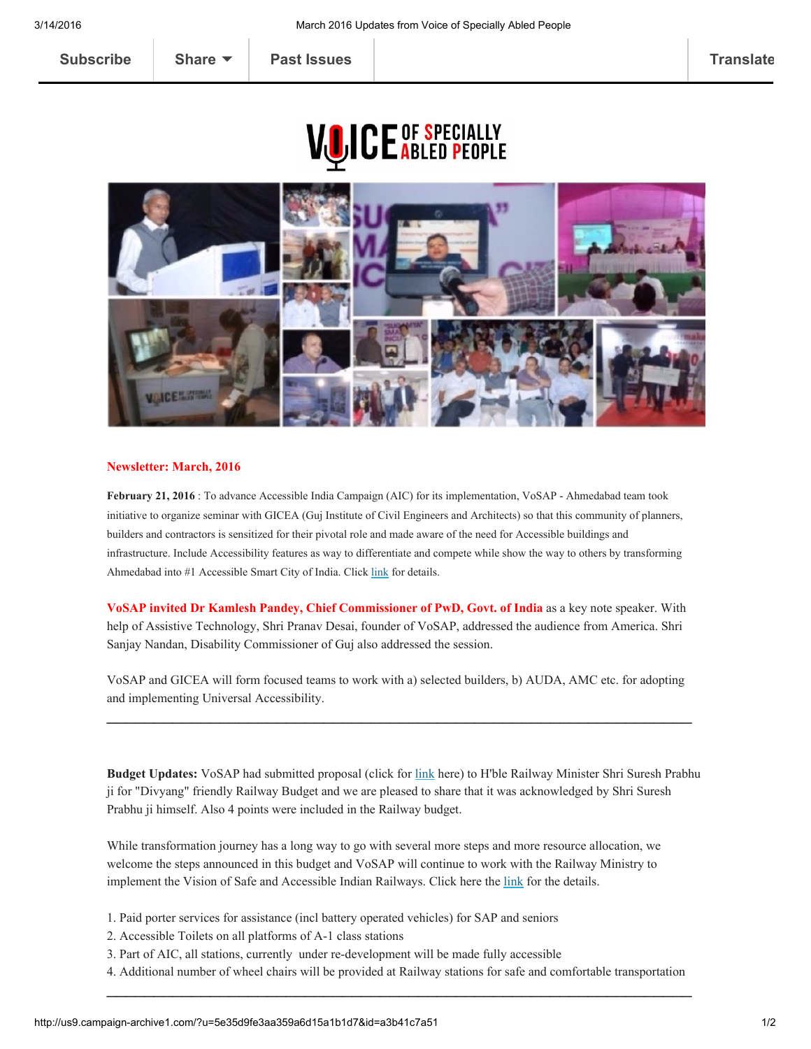Subscribe | Share | Past Issues | Translate

**Newsletter: March, 2016**

**February 21, 2016** : To advance Accessible India Campaign (AIC) for its implementation, VoSAP - Ahmedabad team took initiative to organize seminar with GICEA (Guj Institute of Civil Engineers and Architects) so that this community of planners, builders and contractors is sensitized for their pivotal role and made aware of the need for Accessible buildings and infrastructure. Include Accessibility features as way to differentiate and compete while show the way to others by transforming Ahmedabad into #1 Accessible Smart City of India. Click link for details.

**VoSAP invited Dr Kamlesh Pandey, Chief Commissioner of PwD, Govt. of India** as a key note speaker. With help of Assistive Technology, Shri Pranav Desai, founder of VoSAP, addressed the audience from America. Shri Sanjay Nandan, Disability Commissioner of Guj also addressed the session.

VoSAP and GICEA will form focused teams to work with a) selected builders, b) AUDA, AMC etc. for adopting and implementing Universal Accessibility.

---

**Budget Updates:** VoSAP had submitted proposal (click for link here) to H'ble Railway Minister Shri Suresh Prabhu ji for "Divyang" friendly Railway Budget and we are pleased to share that it was acknowledged by Shri Suresh Prabhu ji himself. Also 4 points were included in the Railway budget.

While transformation journey has a long way to go with several more steps and more resource allocation, we welcome the steps announced in this budget and VoSAP will continue to work with the Railway Ministry to implement the Vision of Safe and Accessible Indian Railways. Click here the link for the details.

1. Paid porter services for assistance (incl battery operated vehicles) for SAP and seniors
2. Accessible Toilets on all platforms of A-1 class stations
3. Part of AIC, all stations, currently under re-development will be made fully accessible
4. Additional number of wheel chairs will be provided at Railway stations for safe and comfortable transportation

---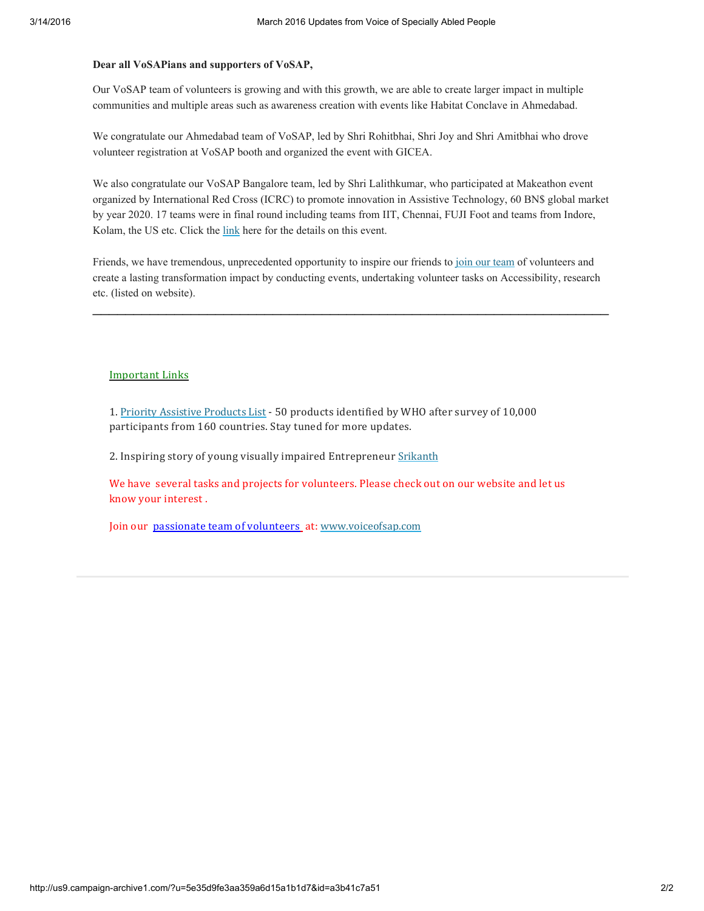**Dear all VoSAPians and supporters of VoSAP,**

Our VoSAP team of volunteers is growing and with this growth, we are able to create larger impact in multiple communities and multiple areas such as awareness creation with events like Habitat Conclave in Ahmedabad.

We congratulate our Ahmedabad team of VoSAP, led by Shri Rohitbhai, Shri Joy and Shri Amitbhai who drove volunteer registration at VoSAP booth and organized the event with GICEA.

We also congratulate our VoSAP Bangalore team, led by Shri Lalithkumar, who participated at Makeathon event organized by International Red Cross (ICRC) to promote innovation in Assistive Technology, 60 BN$ global market by year 2020. 17 teams were in final round including teams from IIT, Chennai, FUJI Foot and teams from Indore, Kolam, the US etc. Click the link here for the details on this event.

Friends, we have tremendous, unprecedented opportunity to inspire our friends to join our team of volunteers and create a lasting transformation impact by conducting events, undertaking volunteer tasks on Accessibility, research etc. (listed on website).

---

Important Links

1. Priority Assistive Products List - 50 products identified by WHO after survey of 10,000 participants from 160 countries. Stay tuned for more updates.

2. Inspiring story of young visually impaired Entrepreneur Srikanth

We have several tasks and projects for volunteers. Please check out on our website and let us know your interest .

Join our passionate team of volunteers at: www.voiceofsap.com